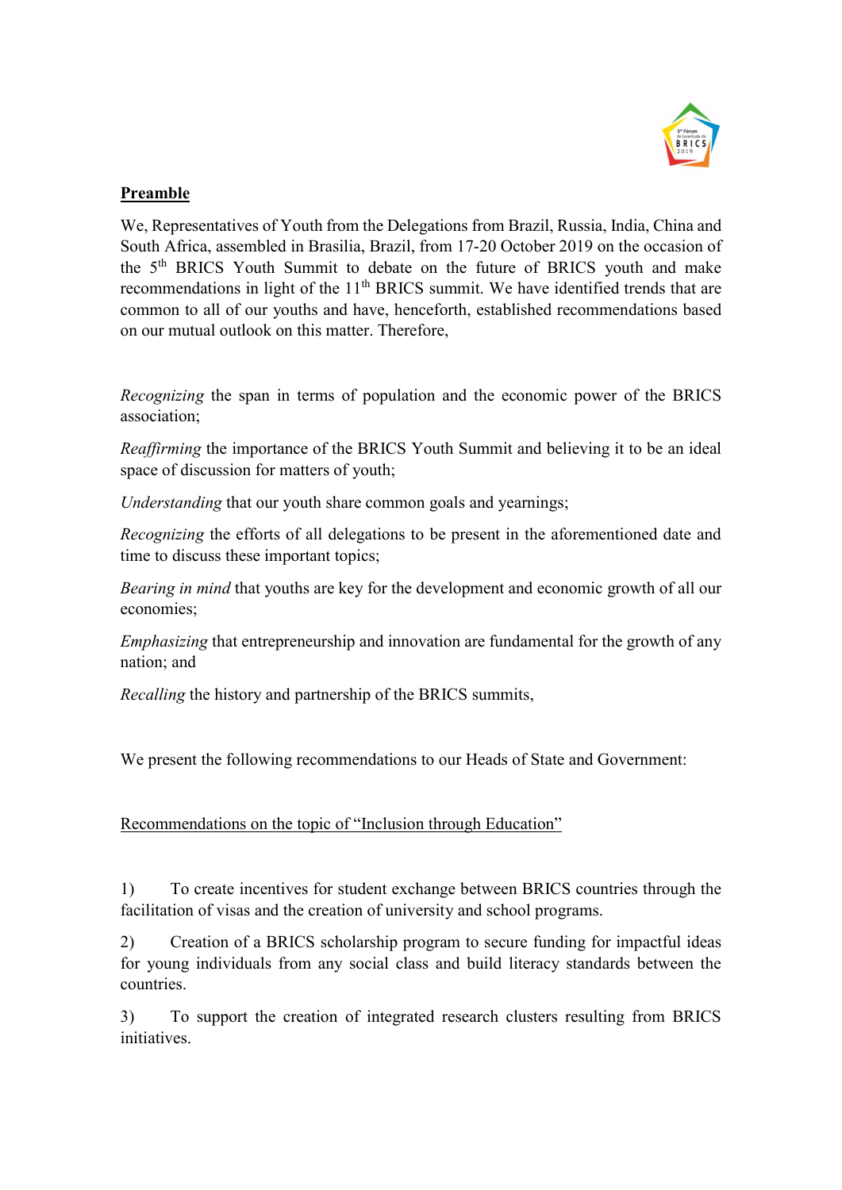**<u>Preamble</u>**

We, Representatives of Youth from the Delegations from Brazil, Russia, India, China and South Africa, assembled in Brasilia, Brazil, from 17-20 October 2019 on the occasion of the 5th BRICS Youth Summit to debate on the future of BRICS youth and make recommendations in light of the 11th BRICS summit. We have identified trends that are common to all of our youths and have, henceforth, established recommendations based on our mutual outlook on this matter. Therefore,

*Recognizing* the span in terms of population and the economic power of the BRICS association;

*Reaffirming* the importance of the BRICS Youth Summit and believing it to be an ideal space of discussion for matters of youth;

*Understanding* that our youth share common goals and yearnings;

*Recognizing* the efforts of all delegations to be present in the aforementioned date and time to discuss these important topics;

*Bearing in mind* that youths are key for the development and economic growth of all our economies;

*Emphasizing* that entrepreneurship and innovation are fundamental for the growth of any nation; and

*Recalling* the history and partnership of the BRICS summits,

We present the following recommendations to our Heads of State and Government:

<u>Recommendations on the topic of "Inclusion through Education"</u>

1) To create incentives for student exchange between BRICS countries through the facilitation of visas and the creation of university and school programs.

2) Creation of a BRICS scholarship program to secure funding for impactful ideas for young individuals from any social class and build literacy standards between the countries.

3) To support the creation of integrated research clusters resulting from BRICS initiatives.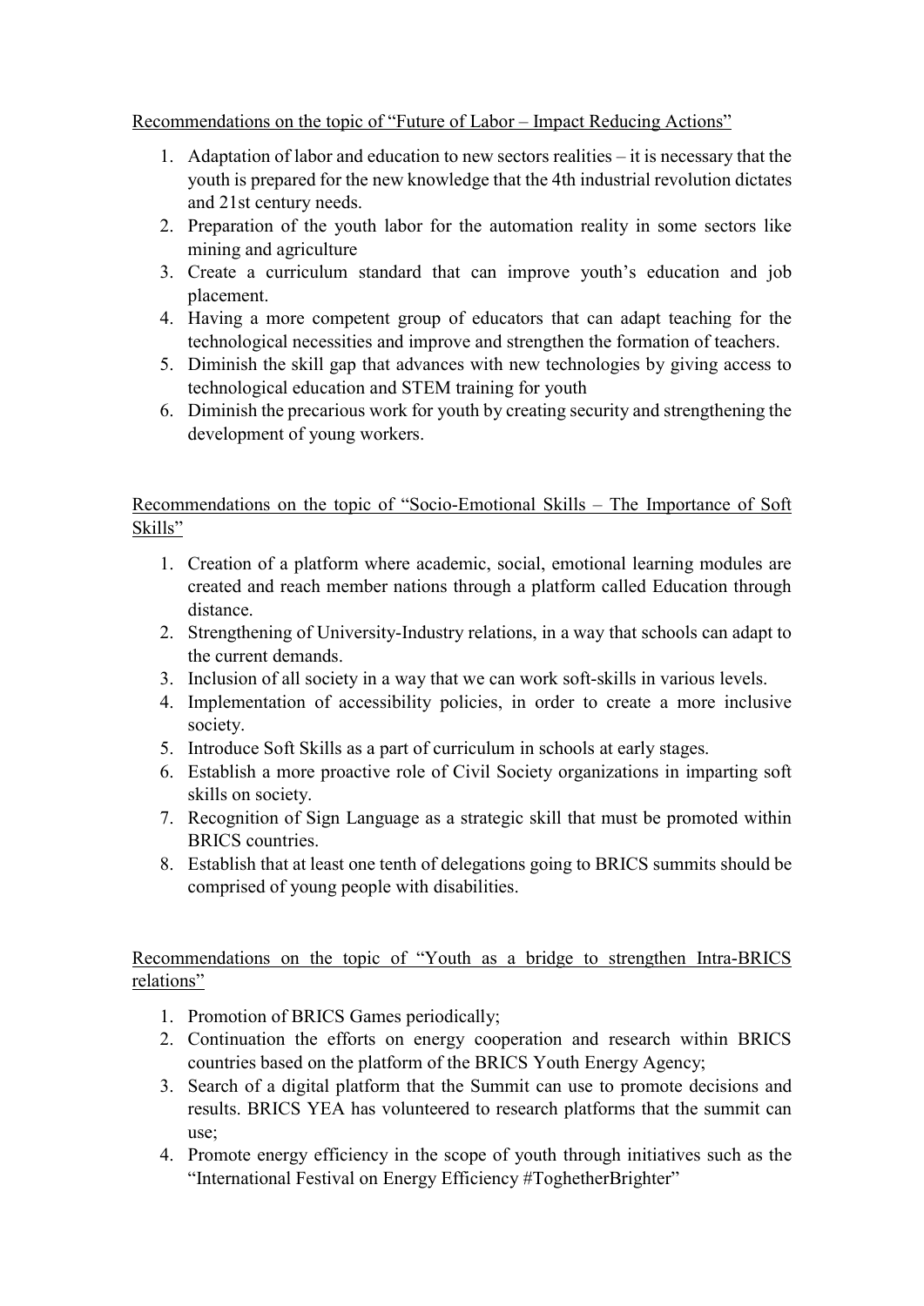Recommendations on the topic of "Future of Labor – Impact Reducing Actions"

1. Adaptation of labor and education to new sectors realities – it is necessary that the youth is prepared for the new knowledge that the 4th industrial revolution dictates and 21st century needs.
2. Preparation of the youth labor for the automation reality in some sectors like mining and agriculture
3. Create a curriculum standard that can improve youth's education and job placement.
4. Having a more competent group of educators that can adapt teaching for the technological necessities and improve and strengthen the formation of teachers.
5. Diminish the skill gap that advances with new technologies by giving access to technological education and STEM training for youth
6. Diminish the precarious work for youth by creating security and strengthening the development of young workers.

Recommendations on the topic of "Socio-Emotional Skills – The Importance of Soft Skills"

1. Creation of a platform where academic, social, emotional learning modules are created and reach member nations through a platform called Education through distance.
2. Strengthening of University-Industry relations, in a way that schools can adapt to the current demands.
3. Inclusion of all society in a way that we can work soft-skills in various levels.
4. Implementation of accessibility policies, in order to create a more inclusive society.
5. Introduce Soft Skills as a part of curriculum in schools at early stages.
6. Establish a more proactive role of Civil Society organizations in imparting soft skills on society.
7. Recognition of Sign Language as a strategic skill that must be promoted within BRICS countries.
8. Establish that at least one tenth of delegations going to BRICS summits should be comprised of young people with disabilities.

Recommendations on the topic of "Youth as a bridge to strengthen Intra-BRICS relations"

1. Promotion of BRICS Games periodically;
2. Continuation the efforts on energy cooperation and research within BRICS countries based on the platform of the BRICS Youth Energy Agency;
3. Search of a digital platform that the Summit can use to promote decisions and results. BRICS YEA has volunteered to research platforms that the summit can use;
4. Promote energy efficiency in the scope of youth through initiatives such as the "International Festival on Energy Efficiency #ToghetherBrighter"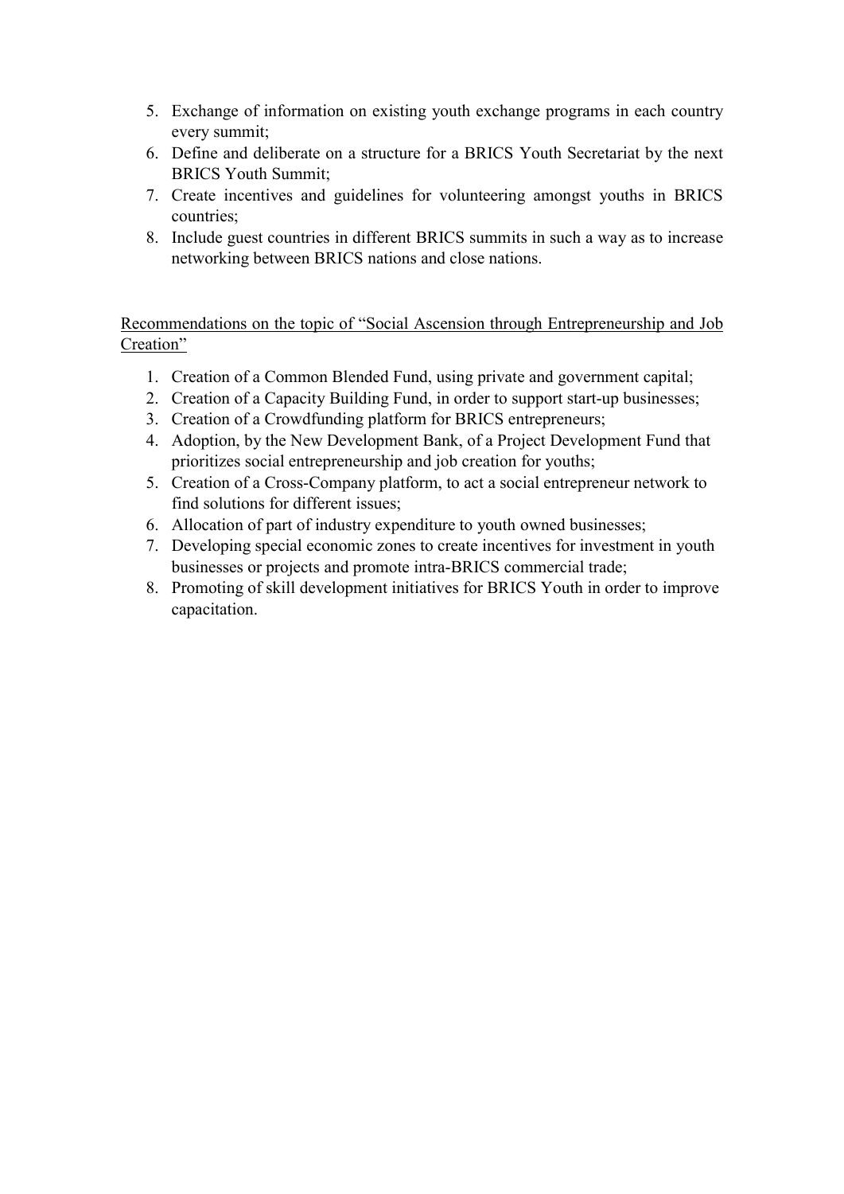5. Exchange of information on existing youth exchange programs in each country every summit;
6. Define and deliberate on a structure for a BRICS Youth Secretariat by the next BRICS Youth Summit;
7. Create incentives and guidelines for volunteering amongst youths in BRICS countries;
8. Include guest countries in different BRICS summits in such a way as to increase networking between BRICS nations and close nations.

<u>Recommendations on the topic of "Social Ascension through Entrepreneurship and Job Creation"</u>

1. Creation of a Common Blended Fund, using private and government capital;
2. Creation of a Capacity Building Fund, in order to support start-up businesses;
3. Creation of a Crowdfunding platform for BRICS entrepreneurs;
4. Adoption, by the New Development Bank, of a Project Development Fund that prioritizes social entrepreneurship and job creation for youths;
5. Creation of a Cross-Company platform, to act a social entrepreneur network to find solutions for different issues;
6. Allocation of part of industry expenditure to youth owned businesses;
7. Developing special economic zones to create incentives for investment in youth businesses or projects and promote intra-BRICS commercial trade;
8. Promoting of skill development initiatives for BRICS Youth in order to improve capacitation.